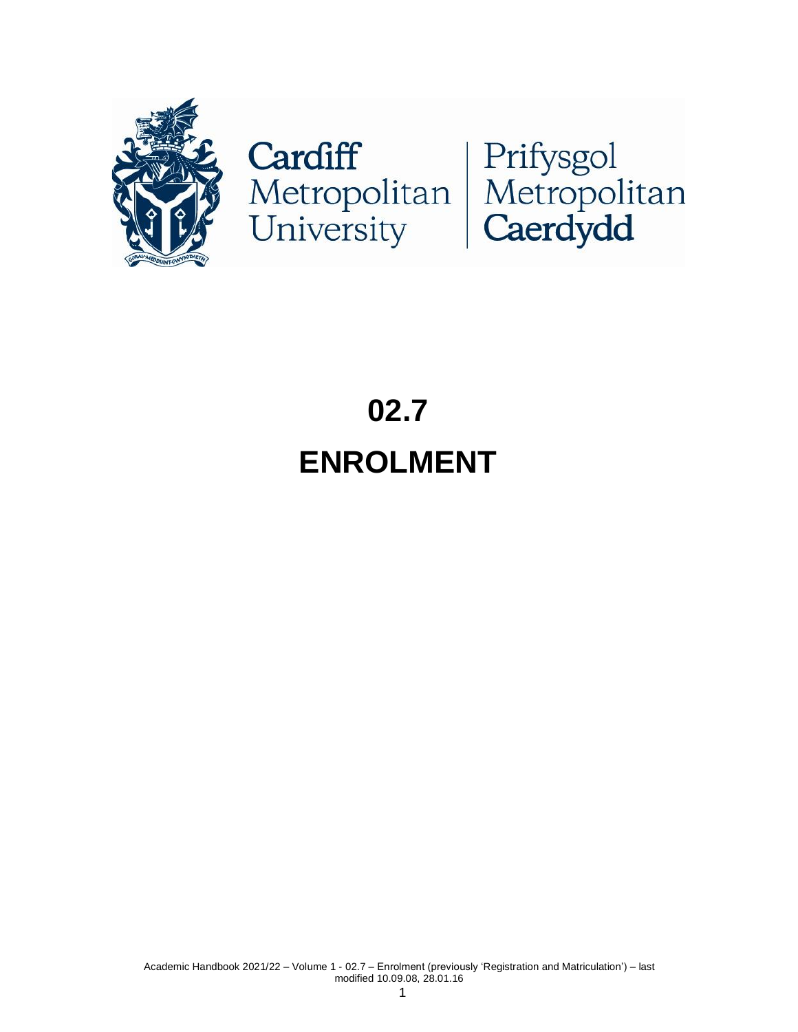Cardiff Metropolitan University | Prifysgol Metropolitan Caerdydd

# 02.7

# ENROLMENT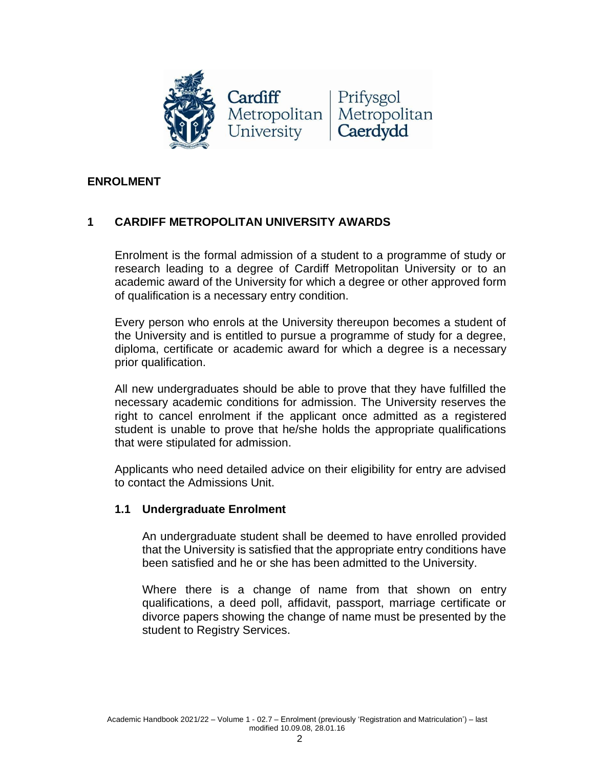# ENROLMENT

## 1 CARDIFF METROPOLITAN UNIVERSITY AWARDS

Enrolment is the formal admission of a student to a programme of study or research leading to a degree of Cardiff Metropolitan University or to an academic award of the University for which a degree or other approved form of qualification is a necessary entry condition.

Every person who enrols at the University thereupon becomes a student of the University and is entitled to pursue a programme of study for a degree, diploma, certificate or academic award for which a degree is a necessary prior qualification.

All new undergraduates should be able to prove that they have fulfilled the necessary academic conditions for admission. The University reserves the right to cancel enrolment if the applicant once admitted as a registered student is unable to prove that he/she holds the appropriate qualifications that were stipulated for admission.

Applicants who need detailed advice on their eligibility for entry are advised to contact the Admissions Unit.

### 1.1 Undergraduate Enrolment

An undergraduate student shall be deemed to have enrolled provided that the University is satisfied that the appropriate entry conditions have been satisfied and he or she has been admitted to the University.

Where there is a change of name from that shown on entry qualifications, a deed poll, affidavit, passport, marriage certificate or divorce papers showing the change of name must be presented by the student to Registry Services.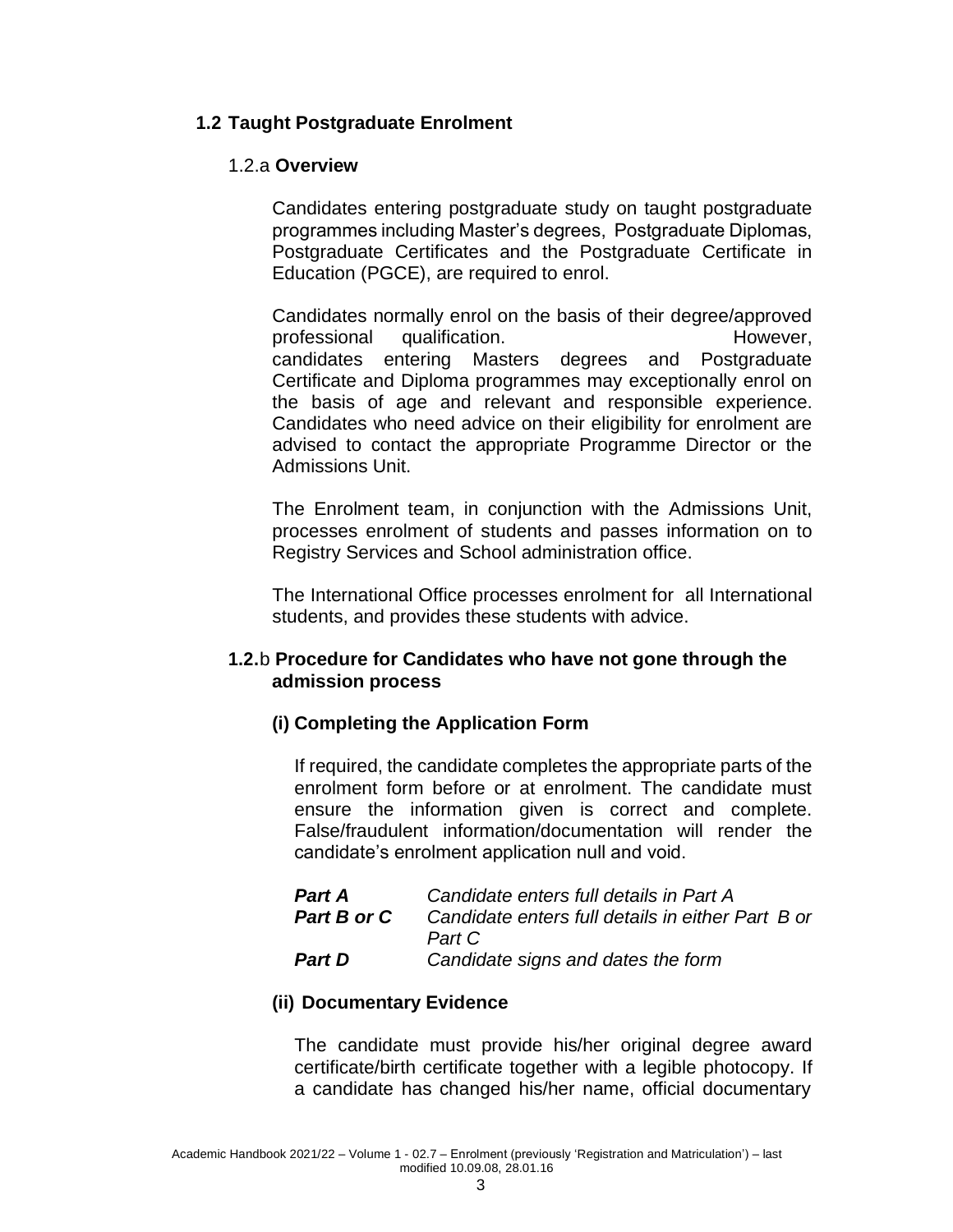## 1.2 Taught Postgraduate Enrolment

### 1.2.a **Overview**

Candidates entering postgraduate study on taught postgraduate programmes including Master's degrees, Postgraduate Diplomas, Postgraduate Certificates and the Postgraduate Certificate in Education (PGCE), are required to enrol.

Candidates normally enrol on the basis of their degree/approved professional qualification. However, candidates entering Masters degrees and Postgraduate Certificate and Diploma programmes may exceptionally enrol on the basis of age and relevant and responsible experience. Candidates who need advice on their eligibility for enrolment are advised to contact the appropriate Programme Director or the Admissions Unit.

The Enrolment team, in conjunction with the Admissions Unit, processes enrolment of students and passes information on to Registry Services and School administration office.

The International Office processes enrolment for all International students, and provides these students with advice.

### 1.2.b **Procedure for Candidates who have not gone through the admission process**

#### (i) Completing the Application Form

If required, the candidate completes the appropriate parts of the enrolment form before or at enrolment. The candidate must ensure the information given is correct and complete. False/fraudulent information/documentation will render the candidate's enrolment application null and void.

| | |
|---|---|
| ***Part A*** | *Candidate enters full details in Part A* |
| ***Part B or C*** | *Candidate enters full details in either Part B or Part C* |
| ***Part D*** | *Candidate signs and dates the form* |

#### (ii) Documentary Evidence

The candidate must provide his/her original degree award certificate/birth certificate together with a legible photocopy. If a candidate has changed his/her name, official documentary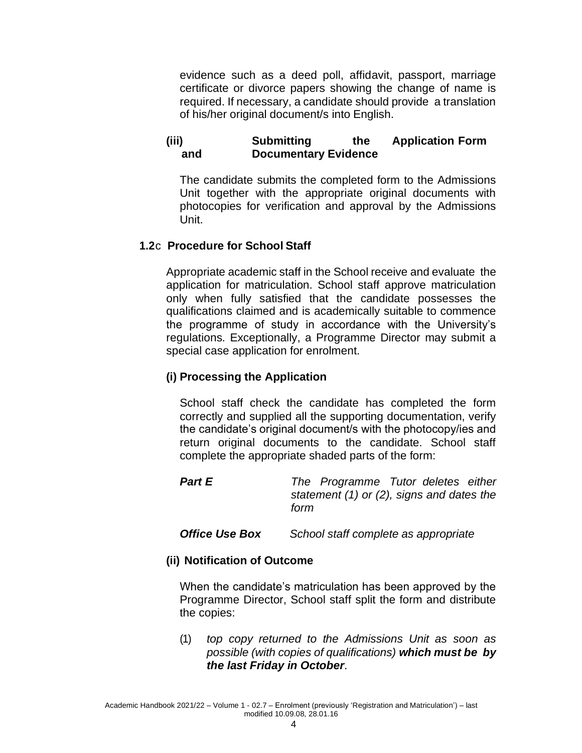evidence such as a deed poll, affidavit, passport, marriage certificate or divorce papers showing the change of name is required. If necessary, a candidate should provide a translation of his/her original document/s into English.

**(iii) Submitting the Application Form and Documentary Evidence**

The candidate submits the completed form to the Admissions Unit together with the appropriate original documents with photocopies for verification and approval by the Admissions Unit.

### 1.2c Procedure for School Staff

Appropriate academic staff in the School receive and evaluate the application for matriculation. School staff approve matriculation only when fully satisfied that the candidate possesses the qualifications claimed and is academically suitable to commence the programme of study in accordance with the University's regulations. Exceptionally, a Programme Director may submit a special case application for enrolment.

**(i) Processing the Application**

School staff check the candidate has completed the form correctly and supplied all the supporting documentation, verify the candidate's original document/s with the photocopy/ies and return original documents to the candidate. School staff complete the appropriate shaded parts of the form:

| | |
|---|---|
| ***Part E*** | *The Programme Tutor deletes either statement (1) or (2), signs and dates the form* |
| ***Office Use Box*** | *School staff complete as appropriate* |

**(ii) Notification of Outcome**

When the candidate's matriculation has been approved by the Programme Director, School staff split the form and distribute the copies:

(1) *top copy returned to the Admissions Unit as soon as possible (with copies of qualifications)* ***which must be by the last Friday in October***.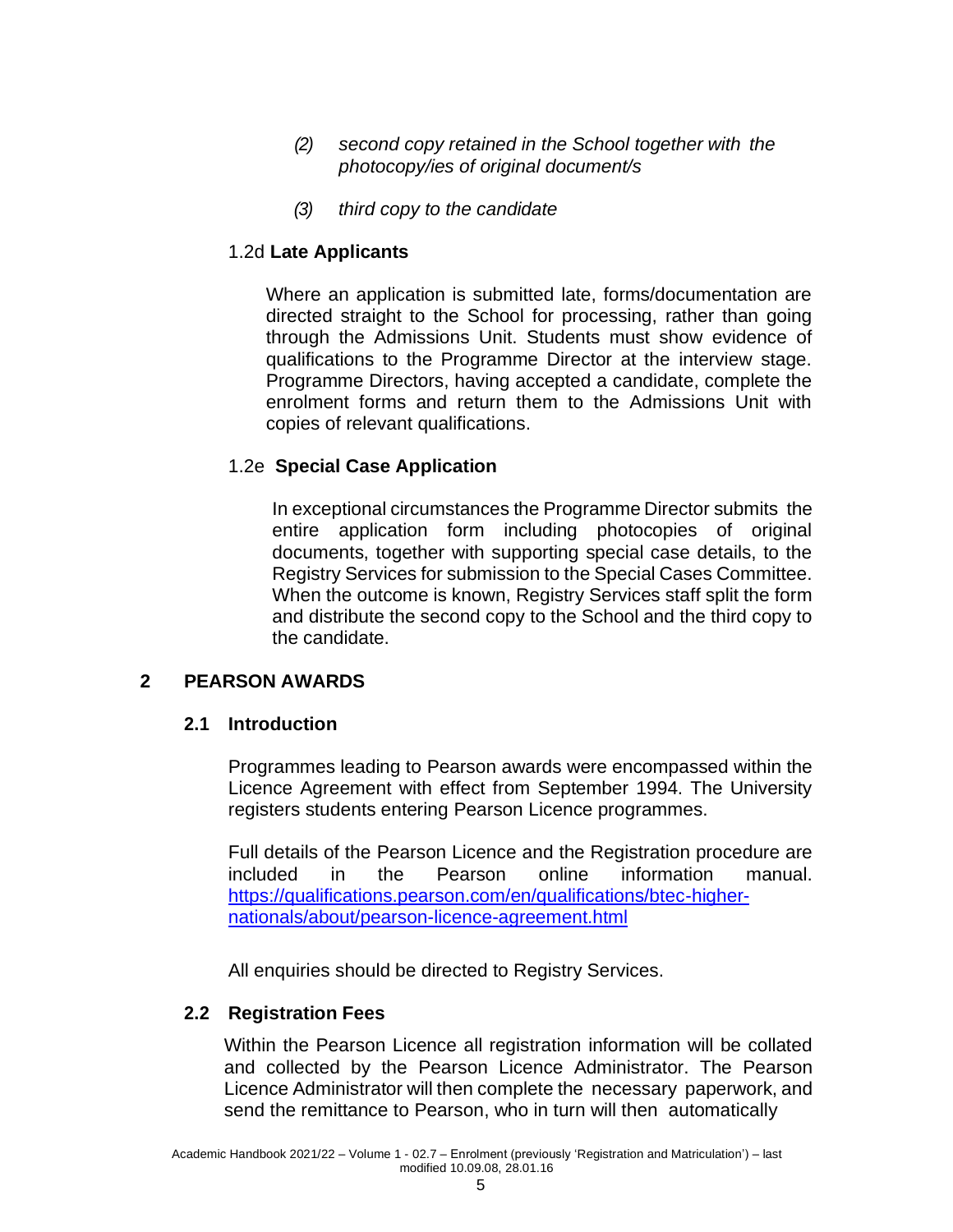*(2) second copy retained in the School together with the photocopy/ies of original document/s*

*(3) third copy to the candidate*

### 1.2d **Late Applicants**

Where an application is submitted late, forms/documentation are directed straight to the School for processing, rather than going through the Admissions Unit. Students must show evidence of qualifications to the Programme Director at the interview stage. Programme Directors, having accepted a candidate, complete the enrolment forms and return them to the Admissions Unit with copies of relevant qualifications.

### 1.2e **Special Case Application**

In exceptional circumstances the Programme Director submits the entire application form including photocopies of original documents, together with supporting special case details, to the Registry Services for submission to the Special Cases Committee. When the outcome is known, Registry Services staff split the form and distribute the second copy to the School and the third copy to the candidate.

## 2 PEARSON AWARDS

### 2.1 Introduction

Programmes leading to Pearson awards were encompassed within the Licence Agreement with effect from September 1994. The University registers students entering Pearson Licence programmes.

Full details of the Pearson Licence and the Registration procedure are included in the Pearson online information manual. [https://qualifications.pearson.com/en/qualifications/btec-higher-nationals/about/pearson-licence-agreement.html](https://qualifications.pearson.com/en/qualifications/btec-higher-nationals/about/pearson-licence-agreement.html)

All enquiries should be directed to Registry Services.

### 2.2 Registration Fees

Within the Pearson Licence all registration information will be collated and collected by the Pearson Licence Administrator. The Pearson Licence Administrator will then complete the necessary paperwork, and send the remittance to Pearson, who in turn will then automatically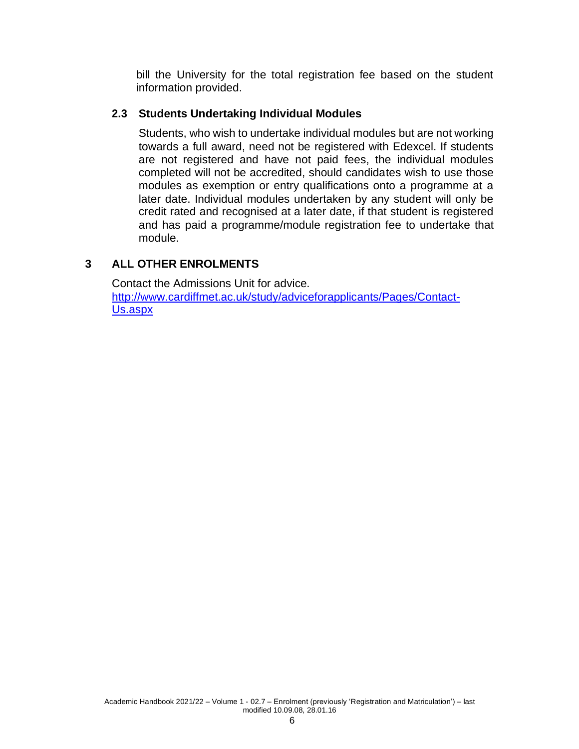bill the University for the total registration fee based on the student information provided.

### 2.3 Students Undertaking Individual Modules

Students, who wish to undertake individual modules but are not working towards a full award, need not be registered with Edexcel. If students are not registered and have not paid fees, the individual modules completed will not be accredited, should candidates wish to use those modules as exemption or entry qualifications onto a programme at a later date. Individual modules undertaken by any student will only be credit rated and recognised at a later date, if that student is registered and has paid a programme/module registration fee to undertake that module.

## 3 ALL OTHER ENROLMENTS

Contact the Admissions Unit for advice.
[http://www.cardiffmet.ac.uk/study/adviceforapplicants/Pages/Contact-Us.aspx](http://www.cardiffmet.ac.uk/study/adviceforapplicants/Pages/Contact-Us.aspx)